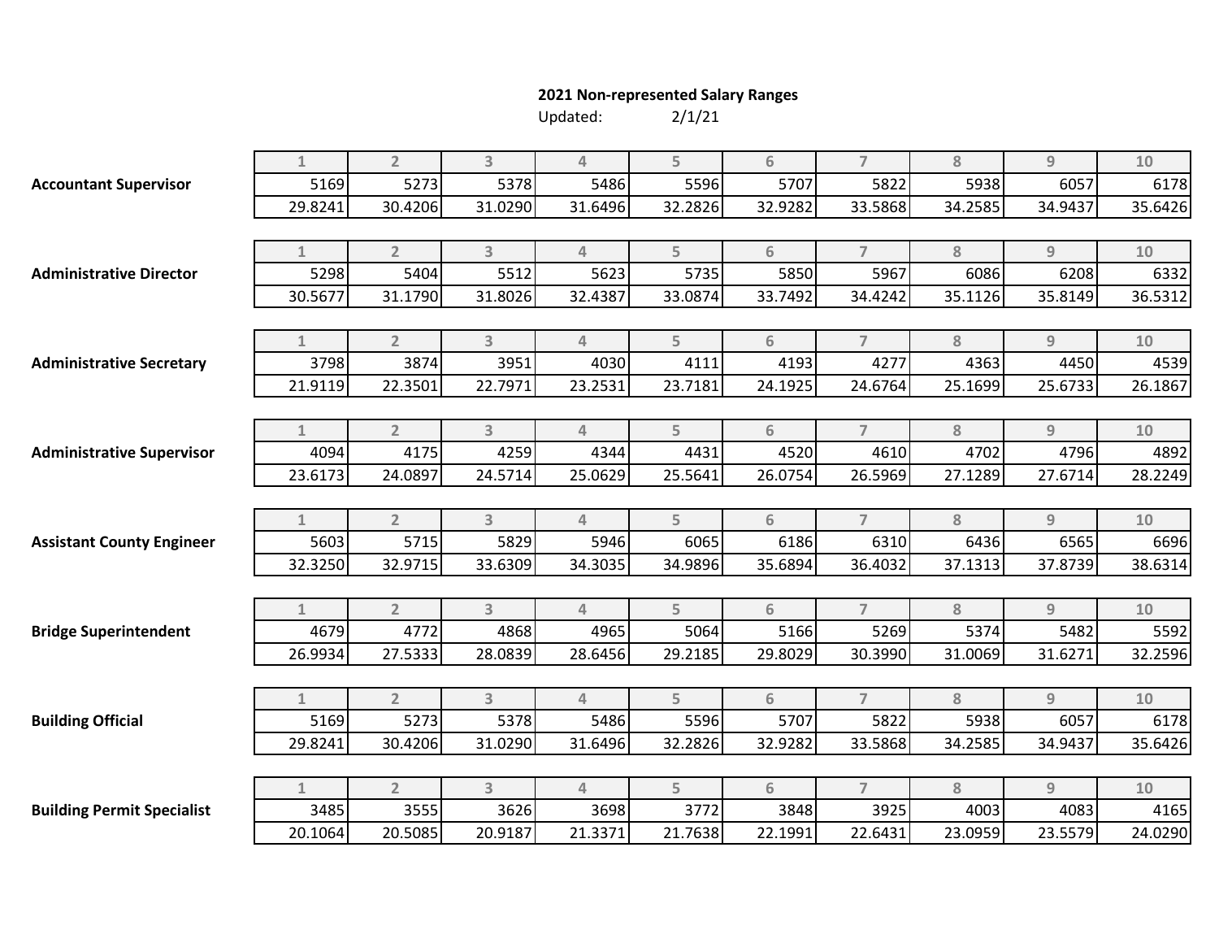# 2021 Non-represented Salary Ranges

Updated: 2/1/21

**Accountant Supervisor**

| 1 | 2 | 3 | 4 | 5 | 6 | 7 | 8 | 9 | 10 |
|---|---|---|---|---|---|---|---|---|---|
| 5169 | 5273 | 5378 | 5486 | 5596 | 5707 | 5822 | 5938 | 6057 | 6178 |
| 29.8241 | 30.4206 | 31.0290 | 31.6496 | 32.2826 | 32.9282 | 33.5868 | 34.2585 | 34.9437 | 35.6426 |

**Administrative Director**

| 1 | 2 | 3 | 4 | 5 | 6 | 7 | 8 | 9 | 10 |
|---|---|---|---|---|---|---|---|---|---|
| 5298 | 5404 | 5512 | 5623 | 5735 | 5850 | 5967 | 6086 | 6208 | 6332 |
| 30.5677 | 31.1790 | 31.8026 | 32.4387 | 33.0874 | 33.7492 | 34.4242 | 35.1126 | 35.8149 | 36.5312 |

**Administrative Secretary**

| 1 | 2 | 3 | 4 | 5 | 6 | 7 | 8 | 9 | 10 |
|---|---|---|---|---|---|---|---|---|---|
| 3798 | 3874 | 3951 | 4030 | 4111 | 4193 | 4277 | 4363 | 4450 | 4539 |
| 21.9119 | 22.3501 | 22.7971 | 23.2531 | 23.7181 | 24.1925 | 24.6764 | 25.1699 | 25.6733 | 26.1867 |

**Administrative Supervisor**

| 1 | 2 | 3 | 4 | 5 | 6 | 7 | 8 | 9 | 10 |
|---|---|---|---|---|---|---|---|---|---|
| 4094 | 4175 | 4259 | 4344 | 4431 | 4520 | 4610 | 4702 | 4796 | 4892 |
| 23.6173 | 24.0897 | 24.5714 | 25.0629 | 25.5641 | 26.0754 | 26.5969 | 27.1289 | 27.6714 | 28.2249 |

**Assistant County Engineer**

| 1 | 2 | 3 | 4 | 5 | 6 | 7 | 8 | 9 | 10 |
|---|---|---|---|---|---|---|---|---|---|
| 5603 | 5715 | 5829 | 5946 | 6065 | 6186 | 6310 | 6436 | 6565 | 6696 |
| 32.3250 | 32.9715 | 33.6309 | 34.3035 | 34.9896 | 35.6894 | 36.4032 | 37.1313 | 37.8739 | 38.6314 |

**Bridge Superintendent**

| 1 | 2 | 3 | 4 | 5 | 6 | 7 | 8 | 9 | 10 |
|---|---|---|---|---|---|---|---|---|---|
| 4679 | 4772 | 4868 | 4965 | 5064 | 5166 | 5269 | 5374 | 5482 | 5592 |
| 26.9934 | 27.5333 | 28.0839 | 28.6456 | 29.2185 | 29.8029 | 30.3990 | 31.0069 | 31.6271 | 32.2596 |

**Building Official**

| 1 | 2 | 3 | 4 | 5 | 6 | 7 | 8 | 9 | 10 |
|---|---|---|---|---|---|---|---|---|---|
| 5169 | 5273 | 5378 | 5486 | 5596 | 5707 | 5822 | 5938 | 6057 | 6178 |
| 29.8241 | 30.4206 | 31.0290 | 31.6496 | 32.2826 | 32.9282 | 33.5868 | 34.2585 | 34.9437 | 35.6426 |

**Building Permit Specialist**

| 1 | 2 | 3 | 4 | 5 | 6 | 7 | 8 | 9 | 10 |
|---|---|---|---|---|---|---|---|---|---|
| 3485 | 3555 | 3626 | 3698 | 3772 | 3848 | 3925 | 4003 | 4083 | 4165 |
| 20.1064 | 20.5085 | 20.9187 | 21.3371 | 21.7638 | 22.1991 | 22.6431 | 23.0959 | 23.5579 | 24.0290 |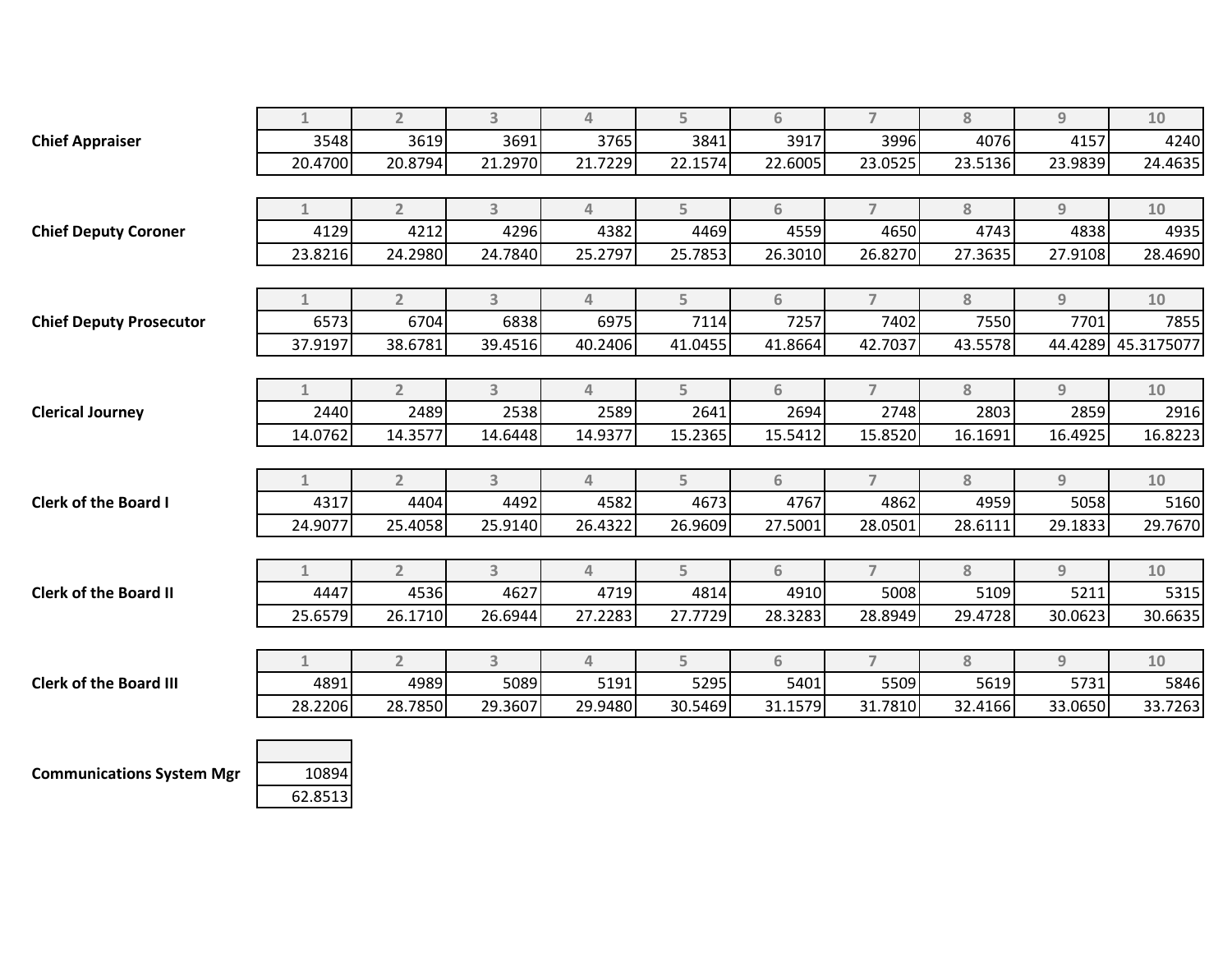**Chief Appraiser**

| 1 | 2 | 3 | 4 | 5 | 6 | 7 | 8 | 9 | 10 |
|---|---|---|---|---|---|---|---|---|---|
| 3548 | 3619 | 3691 | 3765 | 3841 | 3917 | 3996 | 4076 | 4157 | 4240 |
| 20.4700 | 20.8794 | 21.2970 | 21.7229 | 22.1574 | 22.6005 | 23.0525 | 23.5136 | 23.9839 | 24.4635 |

**Chief Deputy Coroner**

| 1 | 2 | 3 | 4 | 5 | 6 | 7 | 8 | 9 | 10 |
|---|---|---|---|---|---|---|---|---|---|
| 4129 | 4212 | 4296 | 4382 | 4469 | 4559 | 4650 | 4743 | 4838 | 4935 |
| 23.8216 | 24.2980 | 24.7840 | 25.2797 | 25.7853 | 26.3010 | 26.8270 | 27.3635 | 27.9108 | 28.4690 |

**Chief Deputy Prosecutor**

| 1 | 2 | 3 | 4 | 5 | 6 | 7 | 8 | 9 | 10 |
|---|---|---|---|---|---|---|---|---|---|
| 6573 | 6704 | 6838 | 6975 | 7114 | 7257 | 7402 | 7550 | 7701 | 7855 |
| 37.9197 | 38.6781 | 39.4516 | 40.2406 | 41.0455 | 41.8664 | 42.7037 | 43.5578 | 44.4289 | 45.3175077 |

**Clerical Journey**

| 1 | 2 | 3 | 4 | 5 | 6 | 7 | 8 | 9 | 10 |
|---|---|---|---|---|---|---|---|---|---|
| 2440 | 2489 | 2538 | 2589 | 2641 | 2694 | 2748 | 2803 | 2859 | 2916 |
| 14.0762 | 14.3577 | 14.6448 | 14.9377 | 15.2365 | 15.5412 | 15.8520 | 16.1691 | 16.4925 | 16.8223 |

**Clerk of the Board I**

| 1 | 2 | 3 | 4 | 5 | 6 | 7 | 8 | 9 | 10 |
|---|---|---|---|---|---|---|---|---|---|
| 4317 | 4404 | 4492 | 4582 | 4673 | 4767 | 4862 | 4959 | 5058 | 5160 |
| 24.9077 | 25.4058 | 25.9140 | 26.4322 | 26.9609 | 27.5001 | 28.0501 | 28.6111 | 29.1833 | 29.7670 |

**Clerk of the Board II**

| 1 | 2 | 3 | 4 | 5 | 6 | 7 | 8 | 9 | 10 |
|---|---|---|---|---|---|---|---|---|---|
| 4447 | 4536 | 4627 | 4719 | 4814 | 4910 | 5008 | 5109 | 5211 | 5315 |
| 25.6579 | 26.1710 | 26.6944 | 27.2283 | 27.7729 | 28.3283 | 28.8949 | 29.4728 | 30.0623 | 30.6635 |

**Clerk of the Board III**

| 1 | 2 | 3 | 4 | 5 | 6 | 7 | 8 | 9 | 10 |
|---|---|---|---|---|---|---|---|---|---|
| 4891 | 4989 | 5089 | 5191 | 5295 | 5401 | 5509 | 5619 | 5731 | 5846 |
| 28.2206 | 28.7850 | 29.3607 | 29.9480 | 30.5469 | 31.1579 | 31.7810 | 32.4166 | 33.0650 | 33.7263 |

**Communications System Mgr**

| |
|---|
| 10894 |
| 62.8513 |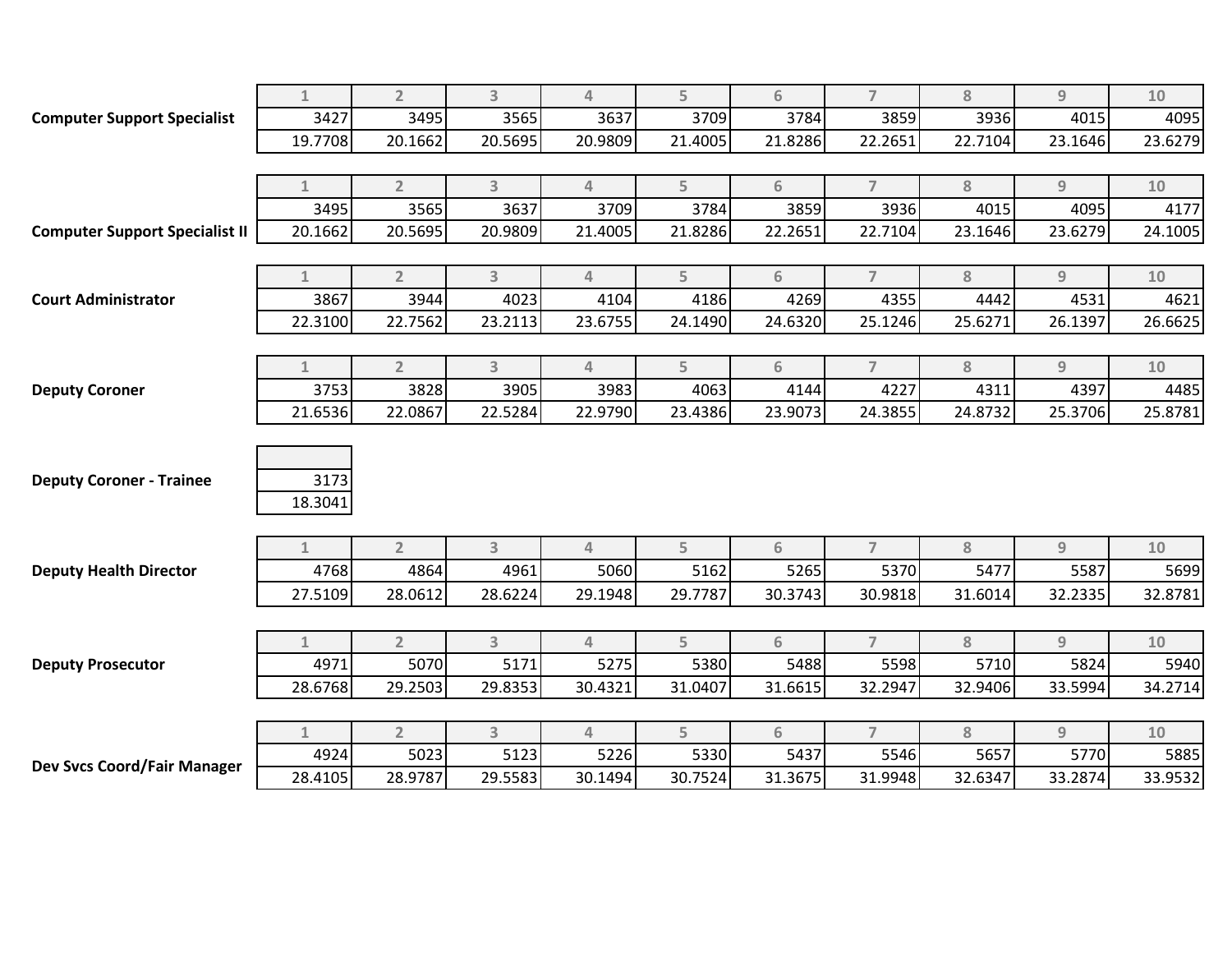**Computer Support Specialist**

| 1 | 2 | 3 | 4 | 5 | 6 | 7 | 8 | 9 | 10 |
|---|---|---|---|---|---|---|---|---|---|
| 3427 | 3495 | 3565 | 3637 | 3709 | 3784 | 3859 | 3936 | 4015 | 4095 |
| 19.7708 | 20.1662 | 20.5695 | 20.9809 | 21.4005 | 21.8286 | 22.2651 | 22.7104 | 23.1646 | 23.6279 |

**Computer Support Specialist II**

| 1 | 2 | 3 | 4 | 5 | 6 | 7 | 8 | 9 | 10 |
|---|---|---|---|---|---|---|---|---|---|
| 3495 | 3565 | 3637 | 3709 | 3784 | 3859 | 3936 | 4015 | 4095 | 4177 |
| 20.1662 | 20.5695 | 20.9809 | 21.4005 | 21.8286 | 22.2651 | 22.7104 | 23.1646 | 23.6279 | 24.1005 |

**Court Administrator**

| 1 | 2 | 3 | 4 | 5 | 6 | 7 | 8 | 9 | 10 |
|---|---|---|---|---|---|---|---|---|---|
| 3867 | 3944 | 4023 | 4104 | 4186 | 4269 | 4355 | 4442 | 4531 | 4621 |
| 22.3100 | 22.7562 | 23.2113 | 23.6755 | 24.1490 | 24.6320 | 25.1246 | 25.6271 | 26.1397 | 26.6625 |

**Deputy Coroner**

| 1 | 2 | 3 | 4 | 5 | 6 | 7 | 8 | 9 | 10 |
|---|---|---|---|---|---|---|---|---|---|
| 3753 | 3828 | 3905 | 3983 | 4063 | 4144 | 4227 | 4311 | 4397 | 4485 |
| 21.6536 | 22.0867 | 22.5284 | 22.9790 | 23.4386 | 23.9073 | 24.3855 | 24.8732 | 25.3706 | 25.8781 |

**Deputy Coroner - Trainee**

| |
|---|
| 3173 |
| 18.3041 |

**Deputy Health Director**

| 1 | 2 | 3 | 4 | 5 | 6 | 7 | 8 | 9 | 10 |
|---|---|---|---|---|---|---|---|---|---|
| 4768 | 4864 | 4961 | 5060 | 5162 | 5265 | 5370 | 5477 | 5587 | 5699 |
| 27.5109 | 28.0612 | 28.6224 | 29.1948 | 29.7787 | 30.3743 | 30.9818 | 31.6014 | 32.2335 | 32.8781 |

**Deputy Prosecutor**

| 1 | 2 | 3 | 4 | 5 | 6 | 7 | 8 | 9 | 10 |
|---|---|---|---|---|---|---|---|---|---|
| 4971 | 5070 | 5171 | 5275 | 5380 | 5488 | 5598 | 5710 | 5824 | 5940 |
| 28.6768 | 29.2503 | 29.8353 | 30.4321 | 31.0407 | 31.6615 | 32.2947 | 32.9406 | 33.5994 | 34.2714 |

**Dev Svcs Coord/Fair Manager**

| 1 | 2 | 3 | 4 | 5 | 6 | 7 | 8 | 9 | 10 |
|---|---|---|---|---|---|---|---|---|---|
| 4924 | 5023 | 5123 | 5226 | 5330 | 5437 | 5546 | 5657 | 5770 | 5885 |
| 28.4105 | 28.9787 | 29.5583 | 30.1494 | 30.7524 | 31.3675 | 31.9948 | 32.6347 | 33.2874 | 33.9532 |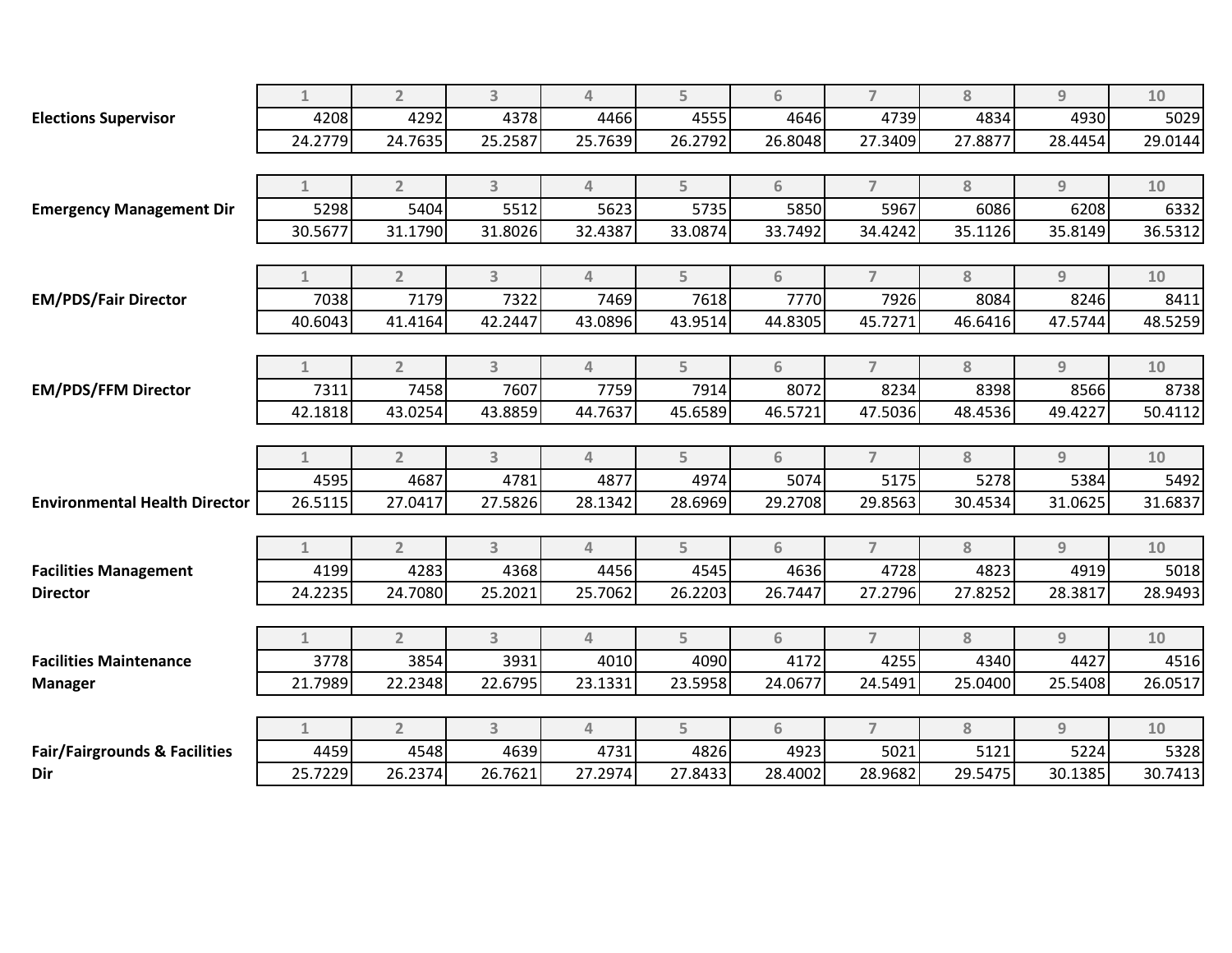**Elections Supervisor**

| 1 | 2 | 3 | 4 | 5 | 6 | 7 | 8 | 9 | 10 |
|---|---|---|---|---|---|---|---|---|---|
| 4208 | 4292 | 4378 | 4466 | 4555 | 4646 | 4739 | 4834 | 4930 | 5029 |
| 24.2779 | 24.7635 | 25.2587 | 25.7639 | 26.2792 | 26.8048 | 27.3409 | 27.8877 | 28.4454 | 29.0144 |

**Emergency Management Dir**

| 1 | 2 | 3 | 4 | 5 | 6 | 7 | 8 | 9 | 10 |
|---|---|---|---|---|---|---|---|---|---|
| 5298 | 5404 | 5512 | 5623 | 5735 | 5850 | 5967 | 6086 | 6208 | 6332 |
| 30.5677 | 31.1790 | 31.8026 | 32.4387 | 33.0874 | 33.7492 | 34.4242 | 35.1126 | 35.8149 | 36.5312 |

**EM/PDS/Fair Director**

| 1 | 2 | 3 | 4 | 5 | 6 | 7 | 8 | 9 | 10 |
|---|---|---|---|---|---|---|---|---|---|
| 7038 | 7179 | 7322 | 7469 | 7618 | 7770 | 7926 | 8084 | 8246 | 8411 |
| 40.6043 | 41.4164 | 42.2447 | 43.0896 | 43.9514 | 44.8305 | 45.7271 | 46.6416 | 47.5744 | 48.5259 |

**EM/PDS/FFM Director**

| 1 | 2 | 3 | 4 | 5 | 6 | 7 | 8 | 9 | 10 |
|---|---|---|---|---|---|---|---|---|---|
| 7311 | 7458 | 7607 | 7759 | 7914 | 8072 | 8234 | 8398 | 8566 | 8738 |
| 42.1818 | 43.0254 | 43.8859 | 44.7637 | 45.6589 | 46.5721 | 47.5036 | 48.4536 | 49.4227 | 50.4112 |

**Environmental Health Director**

| 1 | 2 | 3 | 4 | 5 | 6 | 7 | 8 | 9 | 10 |
|---|---|---|---|---|---|---|---|---|---|
| 4595 | 4687 | 4781 | 4877 | 4974 | 5074 | 5175 | 5278 | 5384 | 5492 |
| 26.5115 | 27.0417 | 27.5826 | 28.1342 | 28.6969 | 29.2708 | 29.8563 | 30.4534 | 31.0625 | 31.6837 |

**Facilities Management Director**

| 1 | 2 | 3 | 4 | 5 | 6 | 7 | 8 | 9 | 10 |
|---|---|---|---|---|---|---|---|---|---|
| 4199 | 4283 | 4368 | 4456 | 4545 | 4636 | 4728 | 4823 | 4919 | 5018 |
| 24.2235 | 24.7080 | 25.2021 | 25.7062 | 26.2203 | 26.7447 | 27.2796 | 27.8252 | 28.3817 | 28.9493 |

**Facilities Maintenance Manager**

| 1 | 2 | 3 | 4 | 5 | 6 | 7 | 8 | 9 | 10 |
|---|---|---|---|---|---|---|---|---|---|
| 3778 | 3854 | 3931 | 4010 | 4090 | 4172 | 4255 | 4340 | 4427 | 4516 |
| 21.7989 | 22.2348 | 22.6795 | 23.1331 | 23.5958 | 24.0677 | 24.5491 | 25.0400 | 25.5408 | 26.0517 |

**Fair/Fairgrounds & Facilities Dir**

| 1 | 2 | 3 | 4 | 5 | 6 | 7 | 8 | 9 | 10 |
|---|---|---|---|---|---|---|---|---|---|
| 4459 | 4548 | 4639 | 4731 | 4826 | 4923 | 5021 | 5121 | 5224 | 5328 |
| 25.7229 | 26.2374 | 26.7621 | 27.2974 | 27.8433 | 28.4002 | 28.9682 | 29.5475 | 30.1385 | 30.7413 |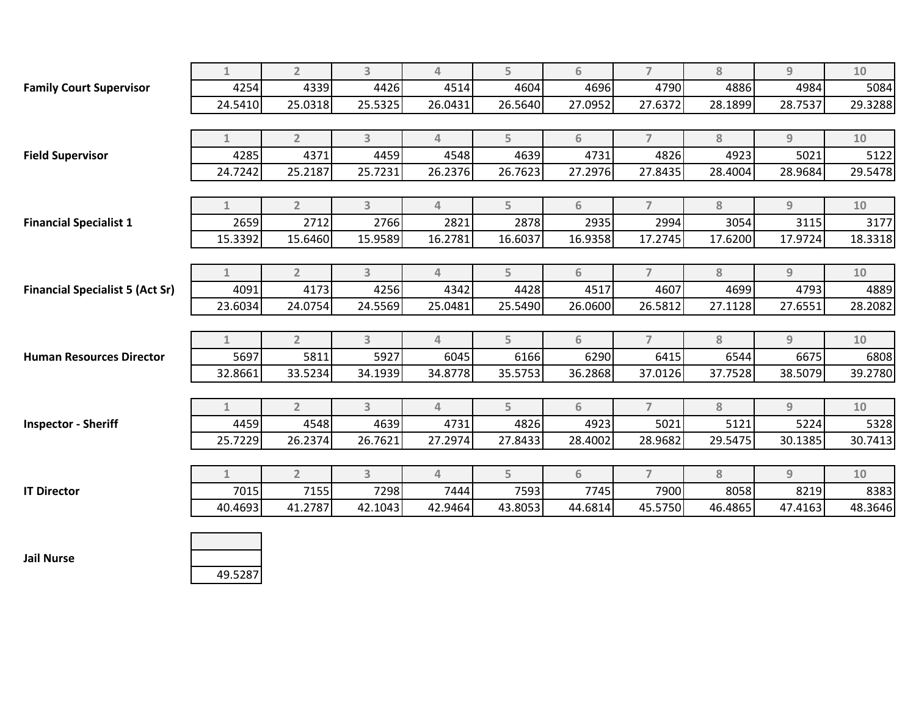**Family Court Supervisor**

| 1 | 2 | 3 | 4 | 5 | 6 | 7 | 8 | 9 | 10 |
|---|---|---|---|---|---|---|---|---|---|
| 4254 | 4339 | 4426 | 4514 | 4604 | 4696 | 4790 | 4886 | 4984 | 5084 |
| 24.5410 | 25.0318 | 25.5325 | 26.0431 | 26.5640 | 27.0952 | 27.6372 | 28.1899 | 28.7537 | 29.3288 |

**Field Supervisor**

| 1 | 2 | 3 | 4 | 5 | 6 | 7 | 8 | 9 | 10 |
|---|---|---|---|---|---|---|---|---|---|
| 4285 | 4371 | 4459 | 4548 | 4639 | 4731 | 4826 | 4923 | 5021 | 5122 |
| 24.7242 | 25.2187 | 25.7231 | 26.2376 | 26.7623 | 27.2976 | 27.8435 | 28.4004 | 28.9684 | 29.5478 |

**Financial Specialist 1**

| 1 | 2 | 3 | 4 | 5 | 6 | 7 | 8 | 9 | 10 |
|---|---|---|---|---|---|---|---|---|---|
| 2659 | 2712 | 2766 | 2821 | 2878 | 2935 | 2994 | 3054 | 3115 | 3177 |
| 15.3392 | 15.6460 | 15.9589 | 16.2781 | 16.6037 | 16.9358 | 17.2745 | 17.6200 | 17.9724 | 18.3318 |

**Financial Specialist 5 (Act Sr)**

| 1 | 2 | 3 | 4 | 5 | 6 | 7 | 8 | 9 | 10 |
|---|---|---|---|---|---|---|---|---|---|
| 4091 | 4173 | 4256 | 4342 | 4428 | 4517 | 4607 | 4699 | 4793 | 4889 |
| 23.6034 | 24.0754 | 24.5569 | 25.0481 | 25.5490 | 26.0600 | 26.5812 | 27.1128 | 27.6551 | 28.2082 |

**Human Resources Director**

| 1 | 2 | 3 | 4 | 5 | 6 | 7 | 8 | 9 | 10 |
|---|---|---|---|---|---|---|---|---|---|
| 5697 | 5811 | 5927 | 6045 | 6166 | 6290 | 6415 | 6544 | 6675 | 6808 |
| 32.8661 | 33.5234 | 34.1939 | 34.8778 | 35.5753 | 36.2868 | 37.0126 | 37.7528 | 38.5079 | 39.2780 |

**Inspector - Sheriff**

| 1 | 2 | 3 | 4 | 5 | 6 | 7 | 8 | 9 | 10 |
|---|---|---|---|---|---|---|---|---|---|
| 4459 | 4548 | 4639 | 4731 | 4826 | 4923 | 5021 | 5121 | 5224 | 5328 |
| 25.7229 | 26.2374 | 26.7621 | 27.2974 | 27.8433 | 28.4002 | 28.9682 | 29.5475 | 30.1385 | 30.7413 |

**IT Director**

| 1 | 2 | 3 | 4 | 5 | 6 | 7 | 8 | 9 | 10 |
|---|---|---|---|---|---|---|---|---|---|
| 7015 | 7155 | 7298 | 7444 | 7593 | 7745 | 7900 | 8058 | 8219 | 8383 |
| 40.4693 | 41.2787 | 42.1043 | 42.9464 | 43.8053 | 44.6814 | 45.5750 | 46.4865 | 47.4163 | 48.3646 |

**Jail Nurse**

| |
|---|
| |
| 49.5287 |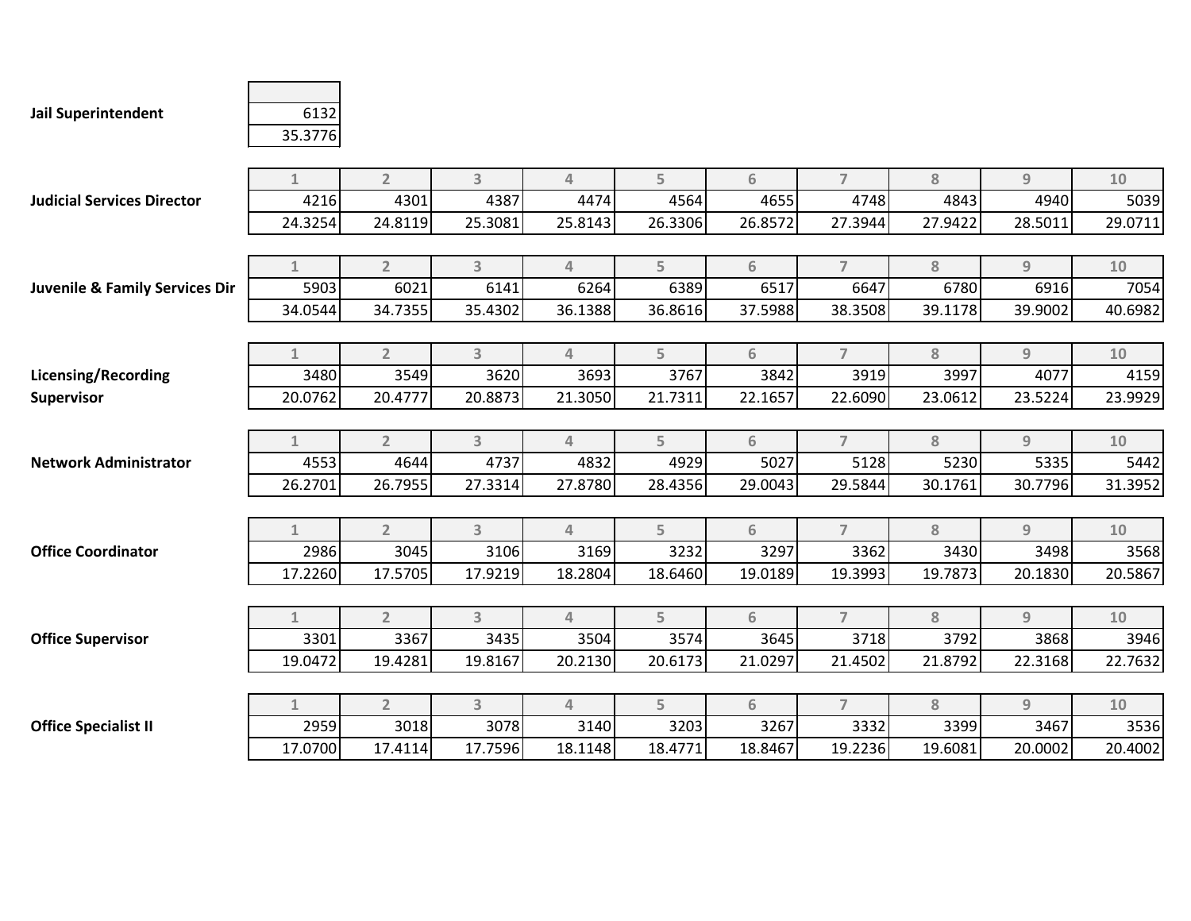**Jail Superintendent**

| |
|---|
| 6132 |
| 35.3776 |

**Judicial Services Director**

| 1 | 2 | 3 | 4 | 5 | 6 | 7 | 8 | 9 | 10 |
|---|---|---|---|---|---|---|---|---|---|
| 4216 | 4301 | 4387 | 4474 | 4564 | 4655 | 4748 | 4843 | 4940 | 5039 |
| 24.3254 | 24.8119 | 25.3081 | 25.8143 | 26.3306 | 26.8572 | 27.3944 | 27.9422 | 28.5011 | 29.0711 |

**Juvenile & Family Services Dir**

| 1 | 2 | 3 | 4 | 5 | 6 | 7 | 8 | 9 | 10 |
|---|---|---|---|---|---|---|---|---|---|
| 5903 | 6021 | 6141 | 6264 | 6389 | 6517 | 6647 | 6780 | 6916 | 7054 |
| 34.0544 | 34.7355 | 35.4302 | 36.1388 | 36.8616 | 37.5988 | 38.3508 | 39.1178 | 39.9002 | 40.6982 |

**Licensing/Recording Supervisor**

| 1 | 2 | 3 | 4 | 5 | 6 | 7 | 8 | 9 | 10 |
|---|---|---|---|---|---|---|---|---|---|
| 3480 | 3549 | 3620 | 3693 | 3767 | 3842 | 3919 | 3997 | 4077 | 4159 |
| 20.0762 | 20.4777 | 20.8873 | 21.3050 | 21.7311 | 22.1657 | 22.6090 | 23.0612 | 23.5224 | 23.9929 |

**Network Administrator**

| 1 | 2 | 3 | 4 | 5 | 6 | 7 | 8 | 9 | 10 |
|---|---|---|---|---|---|---|---|---|---|
| 4553 | 4644 | 4737 | 4832 | 4929 | 5027 | 5128 | 5230 | 5335 | 5442 |
| 26.2701 | 26.7955 | 27.3314 | 27.8780 | 28.4356 | 29.0043 | 29.5844 | 30.1761 | 30.7796 | 31.3952 |

**Office Coordinator**

| 1 | 2 | 3 | 4 | 5 | 6 | 7 | 8 | 9 | 10 |
|---|---|---|---|---|---|---|---|---|---|
| 2986 | 3045 | 3106 | 3169 | 3232 | 3297 | 3362 | 3430 | 3498 | 3568 |
| 17.2260 | 17.5705 | 17.9219 | 18.2804 | 18.6460 | 19.0189 | 19.3993 | 19.7873 | 20.1830 | 20.5867 |

**Office Supervisor**

| 1 | 2 | 3 | 4 | 5 | 6 | 7 | 8 | 9 | 10 |
|---|---|---|---|---|---|---|---|---|---|
| 3301 | 3367 | 3435 | 3504 | 3574 | 3645 | 3718 | 3792 | 3868 | 3946 |
| 19.0472 | 19.4281 | 19.8167 | 20.2130 | 20.6173 | 21.0297 | 21.4502 | 21.8792 | 22.3168 | 22.7632 |

**Office Specialist II**

| 1 | 2 | 3 | 4 | 5 | 6 | 7 | 8 | 9 | 10 |
|---|---|---|---|---|---|---|---|---|---|
| 2959 | 3018 | 3078 | 3140 | 3203 | 3267 | 3332 | 3399 | 3467 | 3536 |
| 17.0700 | 17.4114 | 17.7596 | 18.1148 | 18.4771 | 18.8467 | 19.2236 | 19.6081 | 20.0002 | 20.4002 |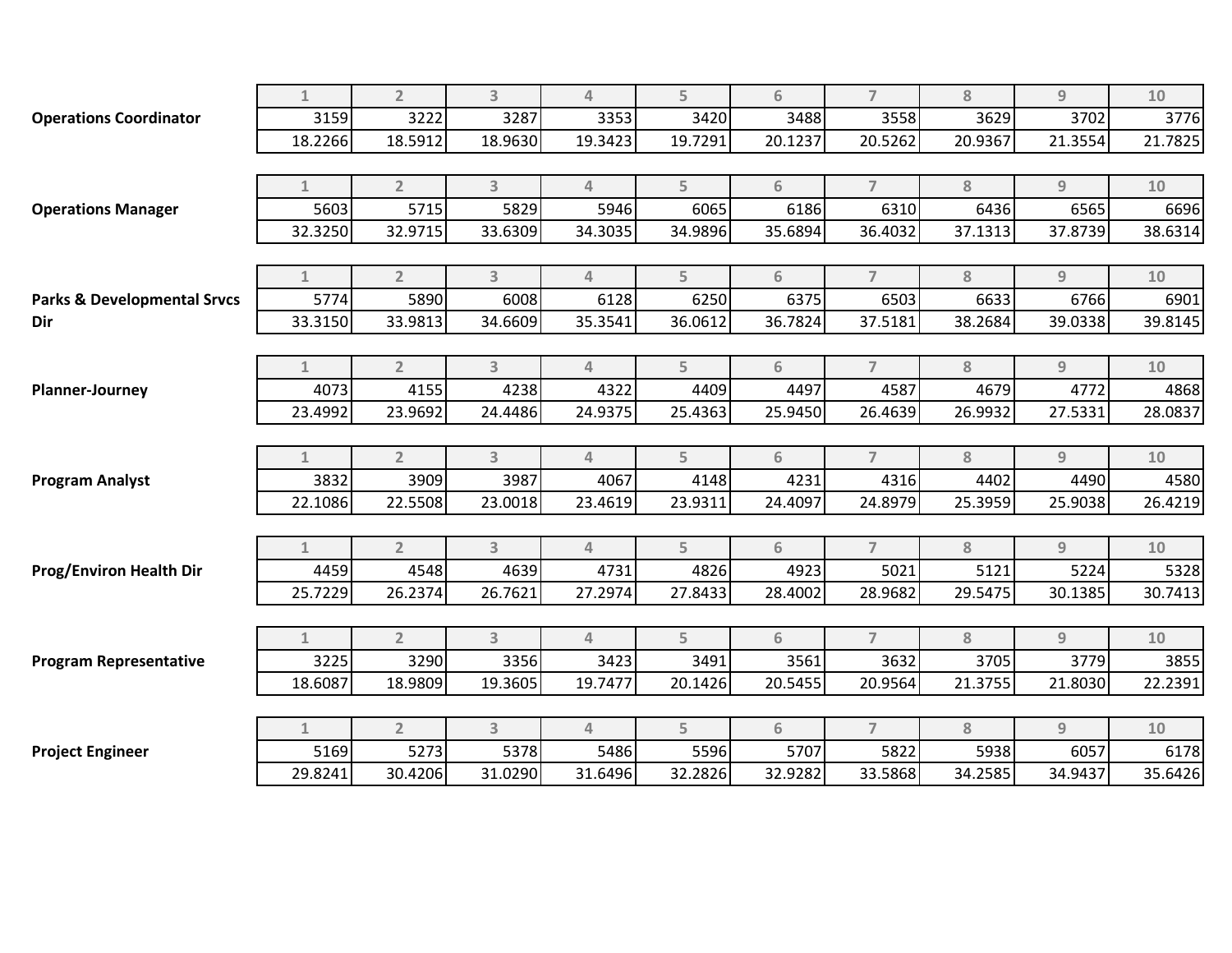| Position | | 1 | 2 | 3 | 4 | 5 | 6 | 7 | 8 | 9 | 10 |
|---|---|---|---|---|---|---|---|---|---|---|---|
| **Operations Coordinator** | | 3159 | 3222 | 3287 | 3353 | 3420 | 3488 | 3558 | 3629 | 3702 | 3776 |
| | | 18.2266 | 18.5912 | 18.9630 | 19.3423 | 19.7291 | 20.1237 | 20.5262 | 20.9367 | 21.3554 | 21.7825 |

| Position | | 1 | 2 | 3 | 4 | 5 | 6 | 7 | 8 | 9 | 10 |
|---|---|---|---|---|---|---|---|---|---|---|---|
| **Operations Manager** | | 5603 | 5715 | 5829 | 5946 | 6065 | 6186 | 6310 | 6436 | 6565 | 6696 |
| | | 32.3250 | 32.9715 | 33.6309 | 34.3035 | 34.9896 | 35.6894 | 36.4032 | 37.1313 | 37.8739 | 38.6314 |

| Position | | 1 | 2 | 3 | 4 | 5 | 6 | 7 | 8 | 9 | 10 |
|---|---|---|---|---|---|---|---|---|---|---|---|
| **Parks & Developmental Srvcs Dir** | | 5774 | 5890 | 6008 | 6128 | 6250 | 6375 | 6503 | 6633 | 6766 | 6901 |
| | | 33.3150 | 33.9813 | 34.6609 | 35.3541 | 36.0612 | 36.7824 | 37.5181 | 38.2684 | 39.0338 | 39.8145 |

| Position | | 1 | 2 | 3 | 4 | 5 | 6 | 7 | 8 | 9 | 10 |
|---|---|---|---|---|---|---|---|---|---|---|---|
| **Planner-Journey** | | 4073 | 4155 | 4238 | 4322 | 4409 | 4497 | 4587 | 4679 | 4772 | 4868 |
| | | 23.4992 | 23.9692 | 24.4486 | 24.9375 | 25.4363 | 25.9450 | 26.4639 | 26.9932 | 27.5331 | 28.0837 |

| Position | | 1 | 2 | 3 | 4 | 5 | 6 | 7 | 8 | 9 | 10 |
|---|---|---|---|---|---|---|---|---|---|---|---|
| **Program Analyst** | | 3832 | 3909 | 3987 | 4067 | 4148 | 4231 | 4316 | 4402 | 4490 | 4580 |
| | | 22.1086 | 22.5508 | 23.0018 | 23.4619 | 23.9311 | 24.4097 | 24.8979 | 25.3959 | 25.9038 | 26.4219 |

| Position | | 1 | 2 | 3 | 4 | 5 | 6 | 7 | 8 | 9 | 10 |
|---|---|---|---|---|---|---|---|---|---|---|---|
| **Prog/Environ Health Dir** | | 4459 | 4548 | 4639 | 4731 | 4826 | 4923 | 5021 | 5121 | 5224 | 5328 |
| | | 25.7229 | 26.2374 | 26.7621 | 27.2974 | 27.8433 | 28.4002 | 28.9682 | 29.5475 | 30.1385 | 30.7413 |

| Position | | 1 | 2 | 3 | 4 | 5 | 6 | 7 | 8 | 9 | 10 |
|---|---|---|---|---|---|---|---|---|---|---|---|
| **Program Representative** | | 3225 | 3290 | 3356 | 3423 | 3491 | 3561 | 3632 | 3705 | 3779 | 3855 |
| | | 18.6087 | 18.9809 | 19.3605 | 19.7477 | 20.1426 | 20.5455 | 20.9564 | 21.3755 | 21.8030 | 22.2391 |

| Position | | 1 | 2 | 3 | 4 | 5 | 6 | 7 | 8 | 9 | 10 |
|---|---|---|---|---|---|---|---|---|---|---|---|
| **Project Engineer** | | 5169 | 5273 | 5378 | 5486 | 5596 | 5707 | 5822 | 5938 | 6057 | 6178 |
| | | 29.8241 | 30.4206 | 31.0290 | 31.6496 | 32.2826 | 32.9282 | 33.5868 | 34.2585 | 34.9437 | 35.6426 |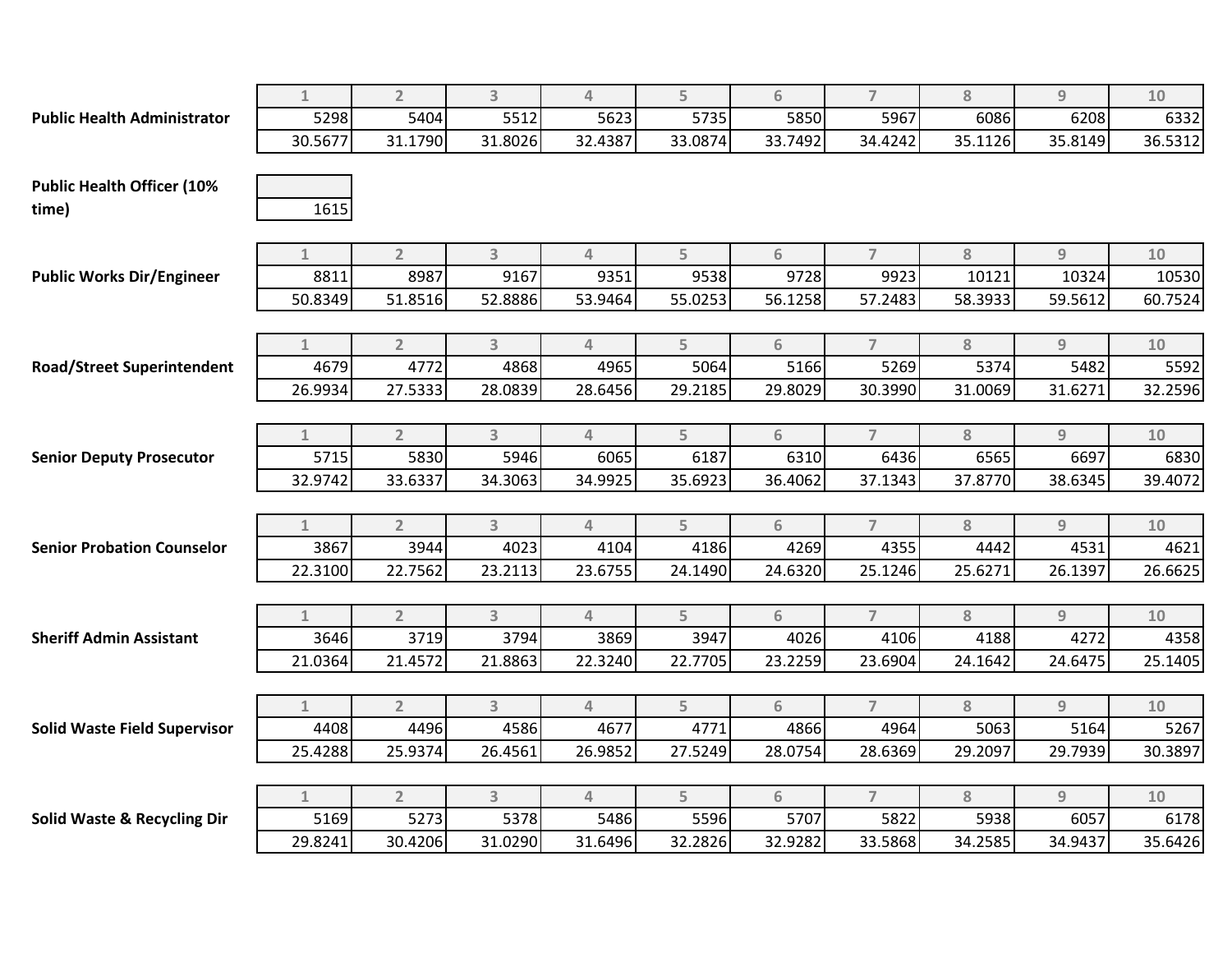**Public Health Administrator**

| 1 | 2 | 3 | 4 | 5 | 6 | 7 | 8 | 9 | 10 |
|---|---|---|---|---|---|---|---|---|---|
| 5298 | 5404 | 5512 | 5623 | 5735 | 5850 | 5967 | 6086 | 6208 | 6332 |
| 30.5677 | 31.1790 | 31.8026 | 32.4387 | 33.0874 | 33.7492 | 34.4242 | 35.1126 | 35.8149 | 36.5312 |

**Public Health Officer (10% time)**

| |
|---|
| 1615 |

**Public Works Dir/Engineer**

| 1 | 2 | 3 | 4 | 5 | 6 | 7 | 8 | 9 | 10 |
|---|---|---|---|---|---|---|---|---|---|
| 8811 | 8987 | 9167 | 9351 | 9538 | 9728 | 9923 | 10121 | 10324 | 10530 |
| 50.8349 | 51.8516 | 52.8886 | 53.9464 | 55.0253 | 56.1258 | 57.2483 | 58.3933 | 59.5612 | 60.7524 |

**Road/Street Superintendent**

| 1 | 2 | 3 | 4 | 5 | 6 | 7 | 8 | 9 | 10 |
|---|---|---|---|---|---|---|---|---|---|
| 4679 | 4772 | 4868 | 4965 | 5064 | 5166 | 5269 | 5374 | 5482 | 5592 |
| 26.9934 | 27.5333 | 28.0839 | 28.6456 | 29.2185 | 29.8029 | 30.3990 | 31.0069 | 31.6271 | 32.2596 |

**Senior Deputy Prosecutor**

| 1 | 2 | 3 | 4 | 5 | 6 | 7 | 8 | 9 | 10 |
|---|---|---|---|---|---|---|---|---|---|
| 5715 | 5830 | 5946 | 6065 | 6187 | 6310 | 6436 | 6565 | 6697 | 6830 |
| 32.9742 | 33.6337 | 34.3063 | 34.9925 | 35.6923 | 36.4062 | 37.1343 | 37.8770 | 38.6345 | 39.4072 |

**Senior Probation Counselor**

| 1 | 2 | 3 | 4 | 5 | 6 | 7 | 8 | 9 | 10 |
|---|---|---|---|---|---|---|---|---|---|
| 3867 | 3944 | 4023 | 4104 | 4186 | 4269 | 4355 | 4442 | 4531 | 4621 |
| 22.3100 | 22.7562 | 23.2113 | 23.6755 | 24.1490 | 24.6320 | 25.1246 | 25.6271 | 26.1397 | 26.6625 |

**Sheriff Admin Assistant**

| 1 | 2 | 3 | 4 | 5 | 6 | 7 | 8 | 9 | 10 |
|---|---|---|---|---|---|---|---|---|---|
| 3646 | 3719 | 3794 | 3869 | 3947 | 4026 | 4106 | 4188 | 4272 | 4358 |
| 21.0364 | 21.4572 | 21.8863 | 22.3240 | 22.7705 | 23.2259 | 23.6904 | 24.1642 | 24.6475 | 25.1405 |

**Solid Waste Field Supervisor**

| 1 | 2 | 3 | 4 | 5 | 6 | 7 | 8 | 9 | 10 |
|---|---|---|---|---|---|---|---|---|---|
| 4408 | 4496 | 4586 | 4677 | 4771 | 4866 | 4964 | 5063 | 5164 | 5267 |
| 25.4288 | 25.9374 | 26.4561 | 26.9852 | 27.5249 | 28.0754 | 28.6369 | 29.2097 | 29.7939 | 30.3897 |

**Solid Waste & Recycling Dir**

| 1 | 2 | 3 | 4 | 5 | 6 | 7 | 8 | 9 | 10 |
|---|---|---|---|---|---|---|---|---|---|
| 5169 | 5273 | 5378 | 5486 | 5596 | 5707 | 5822 | 5938 | 6057 | 6178 |
| 29.8241 | 30.4206 | 31.0290 | 31.6496 | 32.2826 | 32.9282 | 33.5868 | 34.2585 | 34.9437 | 35.6426 |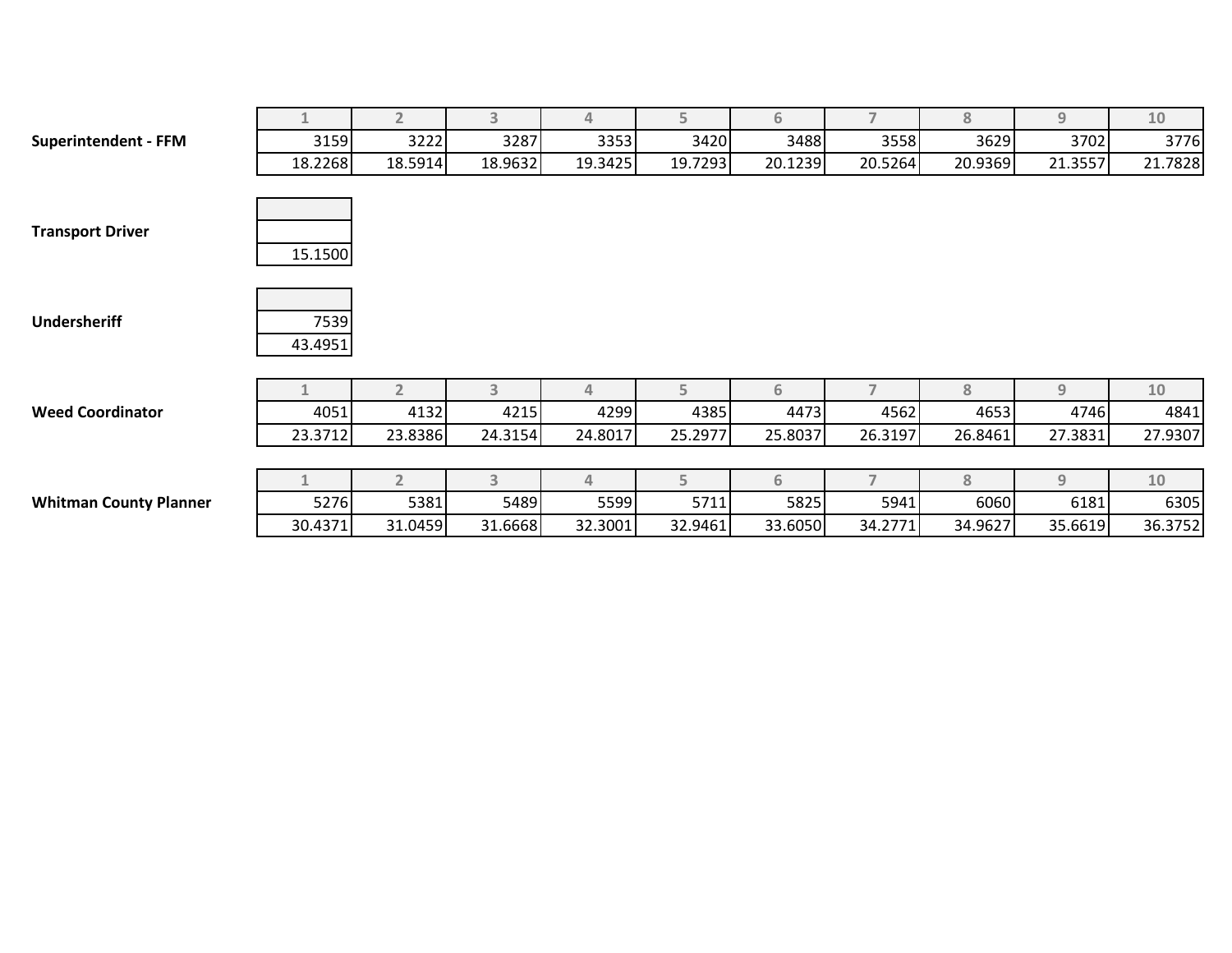**Superintendent - FFM**

| 1 | 2 | 3 | 4 | 5 | 6 | 7 | 8 | 9 | 10 |
|---|---|---|---|---|---|---|---|---|---|
| 3159 | 3222 | 3287 | 3353 | 3420 | 3488 | 3558 | 3629 | 3702 | 3776 |
| 18.2268 | 18.5914 | 18.9632 | 19.3425 | 19.7293 | 20.1239 | 20.5264 | 20.9369 | 21.3557 | 21.7828 |

**Transport Driver**

| |
|---|
| |
| 15.1500 |

**Undersheriff**

| |
|---|
| 7539 |
| 43.4951 |

**Weed Coordinator**

| 1 | 2 | 3 | 4 | 5 | 6 | 7 | 8 | 9 | 10 |
|---|---|---|---|---|---|---|---|---|---|
| 4051 | 4132 | 4215 | 4299 | 4385 | 4473 | 4562 | 4653 | 4746 | 4841 |
| 23.3712 | 23.8386 | 24.3154 | 24.8017 | 25.2977 | 25.8037 | 26.3197 | 26.8461 | 27.3831 | 27.9307 |

**Whitman County Planner**

| 1 | 2 | 3 | 4 | 5 | 6 | 7 | 8 | 9 | 10 |
|---|---|---|---|---|---|---|---|---|---|
| 5276 | 5381 | 5489 | 5599 | 5711 | 5825 | 5941 | 6060 | 6181 | 6305 |
| 30.4371 | 31.0459 | 31.6668 | 32.3001 | 32.9461 | 33.6050 | 34.2771 | 34.9627 | 35.6619 | 36.3752 |